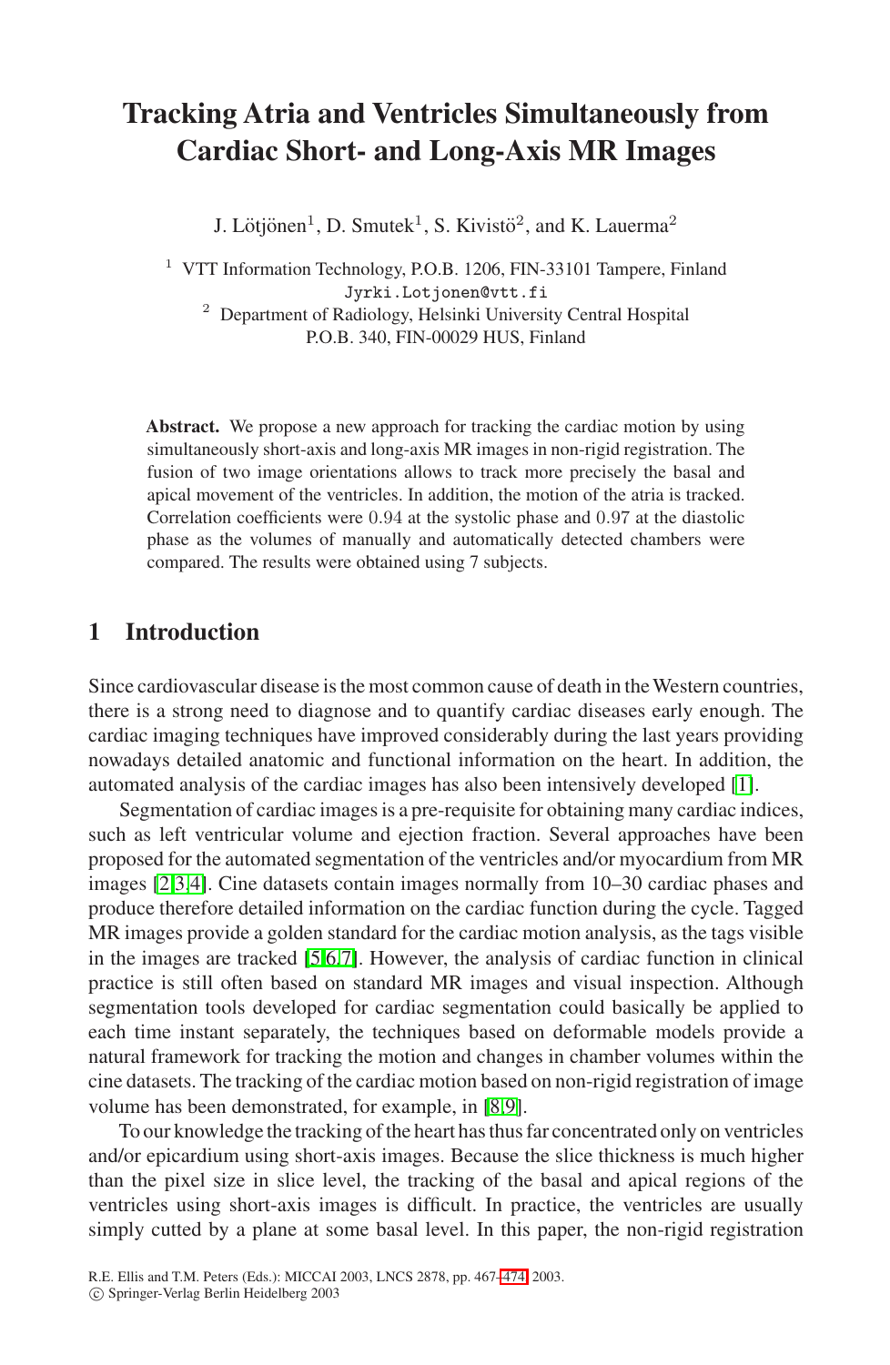# Tracking Atria and Ventricles Simultaneously from Cardiac Short- and Long-Axis MR Images

J. Lötjönen[1], D. Smutek[1], S. Kivistö[2], and K. Lauerma[2]

[1] VTT Information Technology, P.O.B. 1206, FIN-33101 Tampere, Finland
Jyrki.Lotjonen@vtt.fi

[2] Department of Radiology, Helsinki University Central Hospital
P.O.B. 340, FIN-00029 HUS, Finland

**Abstract.** We propose a new approach for tracking the cardiac motion by using simultaneously short-axis and long-axis MR images in non-rigid registration. The fusion of two image orientations allows to track more precisely the basal and apical movement of the ventricles. In addition, the motion of the atria is tracked. Correlation coefficients were 0.94 at the systolic phase and 0.97 at the diastolic phase as the volumes of manually and automatically detected chambers were compared. The results were obtained using 7 subjects.

## 1 Introduction

Since cardiovascular disease is the most common cause of death in the Western countries, there is a strong need to diagnose and to quantify cardiac diseases early enough. The cardiac imaging techniques have improved considerably during the last years providing nowadays detailed anatomic and functional information on the heart. In addition, the automated analysis of the cardiac images has also been intensively developed [1].

Segmentation of cardiac images is a pre-requisite for obtaining many cardiac indices, such as left ventricular volume and ejection fraction. Several approaches have been proposed for the automated segmentation of the ventricles and/or myocardium from MR images [2,3,4]. Cine datasets contain images normally from 10–30 cardiac phases and produce therefore detailed information on the cardiac function during the cycle. Tagged MR images provide a golden standard for the cardiac motion analysis, as the tags visible in the images are tracked [5,6,7]. However, the analysis of cardiac function in clinical practice is still often based on standard MR images and visual inspection. Although segmentation tools developed for cardiac segmentation could basically be applied to each time instant separately, the techniques based on deformable models provide a natural framework for tracking the motion and changes in chamber volumes within the cine datasets. The tracking of the cardiac motion based on non-rigid registration of image volume has been demonstrated, for example, in [8,9].

To our knowledge the tracking of the heart has thus far concentrated only on ventricles and/or epicardium using short-axis images. Because the slice thickness is much higher than the pixel size in slice level, the tracking of the basal and apical regions of the ventricles using short-axis images is difficult. In practice, the ventricles are usually simply cutted by a plane at some basal level. In this paper, the non-rigid registration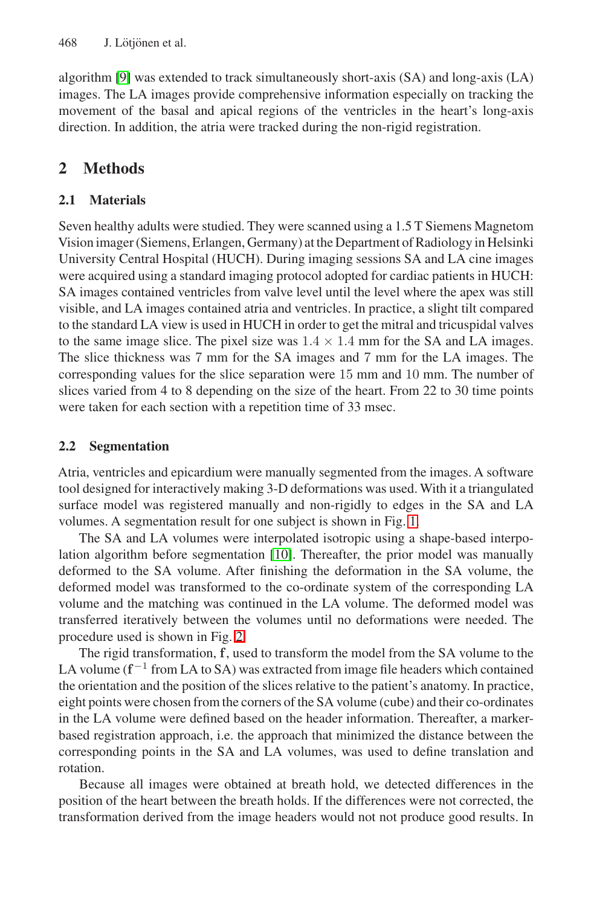algorithm [9] was extended to track simultaneously short-axis (SA) and long-axis (LA) images. The LA images provide comprehensive information especially on tracking the movement of the basal and apical regions of the ventricles in the heart's long-axis direction. In addition, the atria were tracked during the non-rigid registration.

## 2 Methods

### 2.1 Materials

Seven healthy adults were studied. They were scanned using a 1.5 T Siemens Magnetom Vision imager (Siemens, Erlangen, Germany) at the Department of Radiology in Helsinki University Central Hospital (HUCH). During imaging sessions SA and LA cine images were acquired using a standard imaging protocol adopted for cardiac patients in HUCH: SA images contained ventricles from valve level until the level where the apex was still visible, and LA images contained atria and ventricles. In practice, a slight tilt compared to the standard LA view is used in HUCH in order to get the mitral and tricuspidal valves to the same image slice. The pixel size was $1.4 \times 1.4$ mm for the SA and LA images. The slice thickness was 7 mm for the SA images and 7 mm for the LA images. The corresponding values for the slice separation were 15 mm and 10 mm. The number of slices varied from 4 to 8 depending on the size of the heart. From 22 to 30 time points were taken for each section with a repetition time of 33 msec.

### 2.2 Segmentation

Atria, ventricles and epicardium were manually segmented from the images. A software tool designed for interactively making 3-D deformations was used. With it a triangulated surface model was registered manually and non-rigidly to edges in the SA and LA volumes. A segmentation result for one subject is shown in Fig. 1.

The SA and LA volumes were interpolated isotropic using a shape-based interpolation algorithm before segmentation [10]. Thereafter, the prior model was manually deformed to the SA volume. After finishing the deformation in the SA volume, the deformed model was transformed to the co-ordinate system of the corresponding LA volume and the matching was continued in the LA volume. The deformed model was transferred iteratively between the volumes until no deformations were needed. The procedure used is shown in Fig. 2.

The rigid transformation, $\mathbf{f}$, used to transform the model from the SA volume to the LA volume ($\mathbf{f}^{-1}$ from LA to SA) was extracted from image file headers which contained the orientation and the position of the slices relative to the patient's anatomy. In practice, eight points were chosen from the corners of the SA volume (cube) and their co-ordinates in the LA volume were defined based on the header information. Thereafter, a marker-based registration approach, i.e. the approach that minimized the distance between the corresponding points in the SA and LA volumes, was used to define translation and rotation.

Because all images were obtained at breath hold, we detected differences in the position of the heart between the breath holds. If the differences were not corrected, the transformation derived from the image headers would not not produce good results. In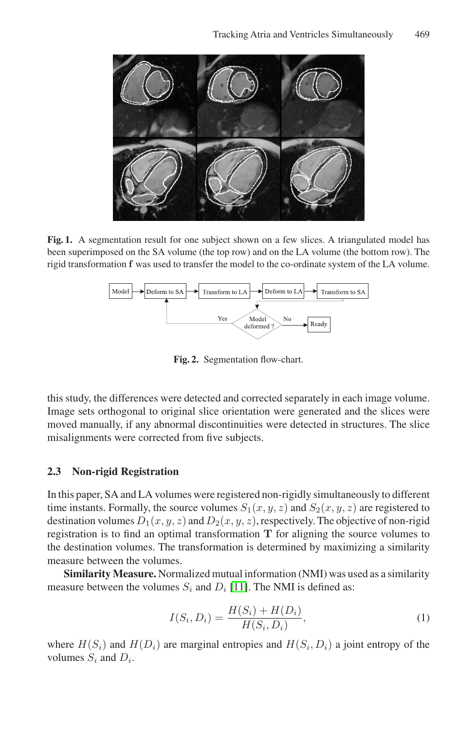**Fig. 1.** A segmentation result for one subject shown on a few slices. A triangulated model has been superimposed on the SA volume (the top row) and on the LA volume (the bottom row). The rigid transformation **f** was used to transfer the model to the co-ordinate system of the LA volume.

**Fig. 2.** Segmentation flow-chart.

this study, the differences were detected and corrected separately in each image volume. Image sets orthogonal to original slice orientation were generated and the slices were moved manually, if any abnormal discontinuities were detected in structures. The slice misalignments were corrected from five subjects.

### 2.3 Non-rigid Registration

In this paper, SA and LA volumes were registered non-rigidly simultaneously to different time instants. Formally, the source volumes $S_1(x, y, z)$ and $S_2(x, y, z)$ are registered to destination volumes $D_1(x, y, z)$ and $D_2(x, y, z)$, respectively. The objective of non-rigid registration is to find an optimal transformation $\mathbf{T}$ for aligning the source volumes to the destination volumes. The transformation is determined by maximizing a similarity measure between the volumes.

**Similarity Measure.** Normalized mutual information (NMI) was used as a similarity measure between the volumes $S_i$ and $D_i$ [11]. The NMI is defined as:

$$I(S_i, D_i) = \frac{H(S_i) + H(D_i)}{H(S_i, D_i)}, \tag{1}$$

where $H(S_i)$ and $H(D_i)$ are marginal entropies and $H(S_i, D_i)$ a joint entropy of the volumes $S_i$ and $D_i$.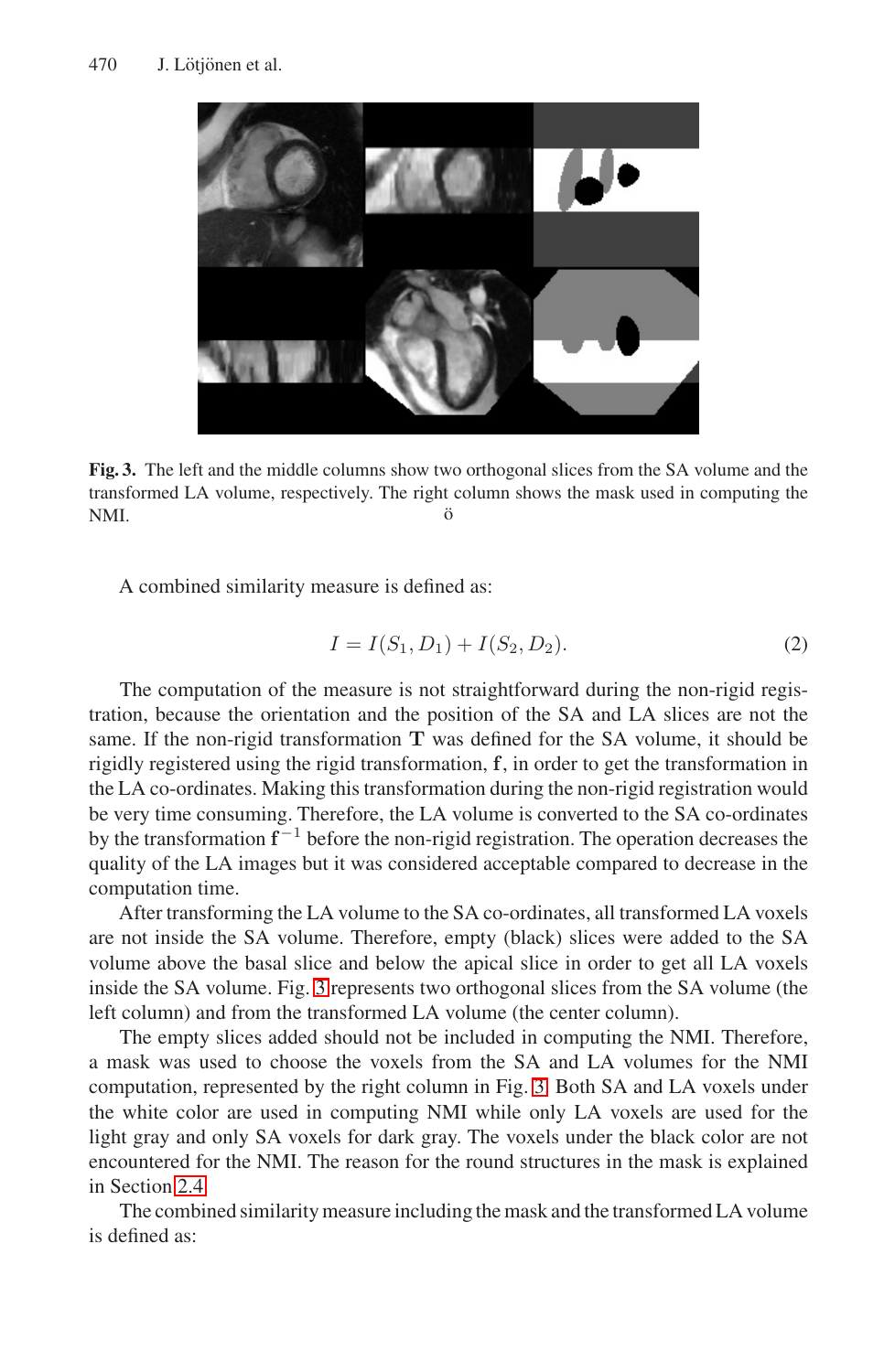**Fig. 3.** The left and the middle columns show two orthogonal slices from the SA volume and the transformed LA volume, respectively. The right column shows the mask used in computing the NMI.

A combined similarity measure is defined as:

$$I = I(S_1, D_1) + I(S_2, D_2). \tag{2}$$

The computation of the measure is not straightforward during the non-rigid registration, because the orientation and the position of the SA and LA slices are not the same. If the non-rigid transformation $\mathbf{T}$ was defined for the SA volume, it should be rigidly registered using the rigid transformation, $\mathbf{f}$, in order to get the transformation in the LA co-ordinates. Making this transformation during the non-rigid registration would be very time consuming. Therefore, the LA volume is converted to the SA co-ordinates by the transformation $\mathbf{f}^{-1}$ before the non-rigid registration. The operation decreases the quality of the LA images but it was considered acceptable compared to decrease in the computation time.

After transforming the LA volume to the SA co-ordinates, all transformed LA voxels are not inside the SA volume. Therefore, empty (black) slices were added to the SA volume above the basal slice and below the apical slice in order to get all LA voxels inside the SA volume. Fig. 3 represents two orthogonal slices from the SA volume (the left column) and from the transformed LA volume (the center column).

The empty slices added should not be included in computing the NMI. Therefore, a mask was used to choose the voxels from the SA and LA volumes for the NMI computation, represented by the right column in Fig. 3. Both SA and LA voxels under the white color are used in computing NMI while only LA voxels are used for the light gray and only SA voxels for dark gray. The voxels under the black color are not encountered for the NMI. The reason for the round structures in the mask is explained in Section 2.4.

The combined similarity measure including the mask and the transformed LA volume is defined as: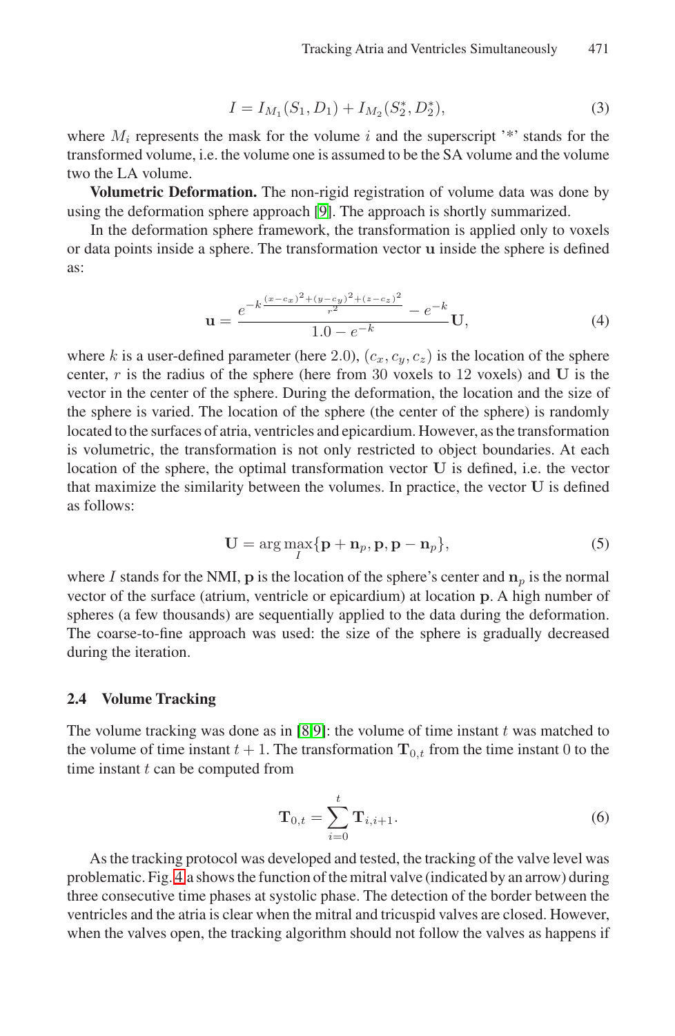$$I = I_{M_1}(S_1, D_1) + I_{M_2}(S_2^*, D_2^*), \tag{3}$$

where $M_i$ represents the mask for the volume $i$ and the superscript '*' stands for the transformed volume, i.e. the volume one is assumed to be the SA volume and the volume two the LA volume.

**Volumetric Deformation.** The non-rigid registration of volume data was done by using the deformation sphere approach [9]. The approach is shortly summarized.

In the deformation sphere framework, the transformation is applied only to voxels or data points inside a sphere. The transformation vector $\mathbf{u}$ inside the sphere is defined as:

$$\mathbf{u} = \frac{e^{-k\frac{(x-c_x)^2+(y-c_y)^2+(z-c_z)^2}{r^2}} - e^{-k}}{1.0 - e^{-k}}\mathbf{U}, \tag{4}$$

where $k$ is a user-defined parameter (here 2.0), $(c_x, c_y, c_z)$ is the location of the sphere center, $r$ is the radius of the sphere (here from 30 voxels to 12 voxels) and $\mathbf{U}$ is the vector in the center of the sphere. During the deformation, the location and the size of the sphere is varied. The location of the sphere (the center of the sphere) is randomly located to the surfaces of atria, ventricles and epicardium. However, as the transformation is volumetric, the transformation is not only restricted to object boundaries. At each location of the sphere, the optimal transformation vector $\mathbf{U}$ is defined, i.e. the vector that maximize the similarity between the volumes. In practice, the vector $\mathbf{U}$ is defined as follows:

$$\mathbf{U} = \arg\max_{I}\{\mathbf{p} + \mathbf{n}_p, \mathbf{p}, \mathbf{p} - \mathbf{n}_p\}, \tag{5}$$

where $I$ stands for the NMI, $\mathbf{p}$ is the location of the sphere's center and $\mathbf{n}_p$ is the normal vector of the surface (atrium, ventricle or epicardium) at location $\mathbf{p}$. A high number of spheres (a few thousands) are sequentially applied to the data during the deformation. The coarse-to-fine approach was used: the size of the sphere is gradually decreased during the iteration.

### 2.4 Volume Tracking

The volume tracking was done as in [8,9]: the volume of time instant $t$ was matched to the volume of time instant $t+1$. The transformation $\mathbf{T}_{0,t}$ from the time instant 0 to the time instant $t$ can be computed from

$$\mathbf{T}_{0,t} = \sum_{i=0}^{t} \mathbf{T}_{i,i+1}. \tag{6}$$

As the tracking protocol was developed and tested, the tracking of the valve level was problematic. Fig. 4 a shows the function of the mitral valve (indicated by an arrow) during three consecutive time phases at systolic phase. The detection of the border between the ventricles and the atria is clear when the mitral and tricuspid valves are closed. However, when the valves open, the tracking algorithm should not follow the valves as happens if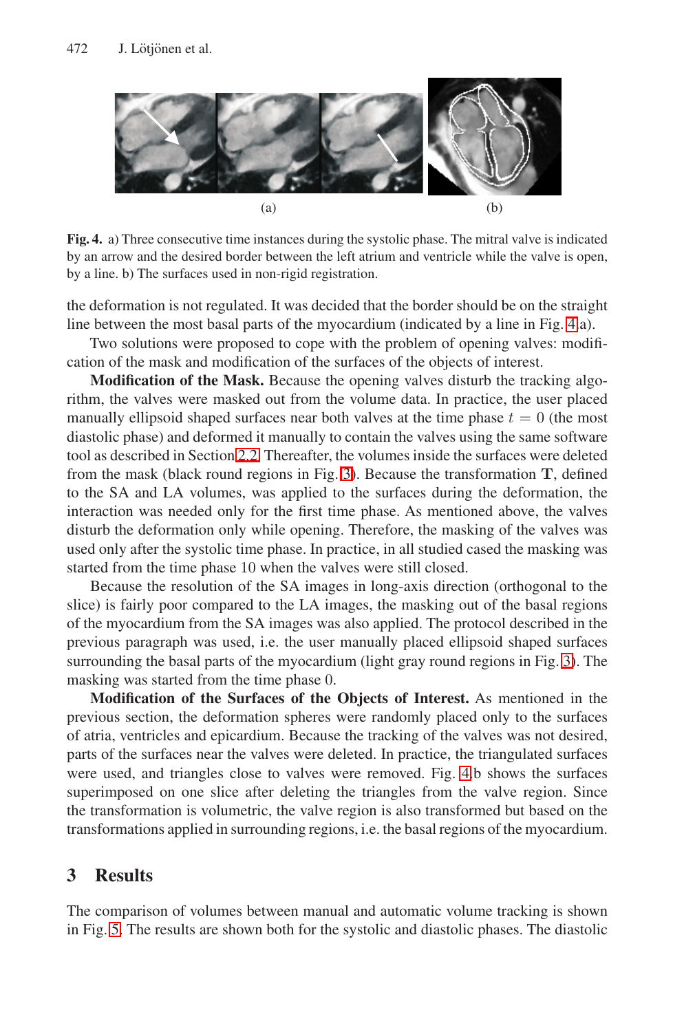(a) (b)

**Fig. 4.** a) Three consecutive time instances during the systolic phase. The mitral valve is indicated by an arrow and the desired border between the left atrium and ventricle while the valve is open, by a line. b) The surfaces used in non-rigid registration.

the deformation is not regulated. It was decided that the border should be on the straight line between the most basal parts of the myocardium (indicated by a line in Fig. 4 a).

Two solutions were proposed to cope with the problem of opening valves: modification of the mask and modification of the surfaces of the objects of interest.

**Modification of the Mask.** Because the opening valves disturb the tracking algorithm, the valves were masked out from the volume data. In practice, the user placed manually ellipsoid shaped surfaces near both valves at the time phase $t = 0$ (the most diastolic phase) and deformed it manually to contain the valves using the same software tool as described in Section 2.2. Thereafter, the volumes inside the surfaces were deleted from the mask (black round regions in Fig. 3). Because the transformation $\mathbf{T}$, defined to the SA and LA volumes, was applied to the surfaces during the deformation, the interaction was needed only for the first time phase. As mentioned above, the valves disturb the deformation only while opening. Therefore, the masking of the valves was used only after the systolic time phase. In practice, in all studied cased the masking was started from the time phase 10 when the valves were still closed.

Because the resolution of the SA images in long-axis direction (orthogonal to the slice) is fairly poor compared to the LA images, the masking out of the basal regions of the myocardium from the SA images was also applied. The protocol described in the previous paragraph was used, i.e. the user manually placed ellipsoid shaped surfaces surrounding the basal parts of the myocardium (light gray round regions in Fig. 3). The masking was started from the time phase 0.

**Modification of the Surfaces of the Objects of Interest.** As mentioned in the previous section, the deformation spheres were randomly placed only to the surfaces of atria, ventricles and epicardium. Because the tracking of the valves was not desired, parts of the surfaces near the valves were deleted. In practice, the triangulated surfaces were used, and triangles close to valves were removed. Fig. 4 b shows the surfaces superimposed on one slice after deleting the triangles from the valve region. Since the transformation is volumetric, the valve region is also transformed but based on the transformations applied in surrounding regions, i.e. the basal regions of the myocardium.

## 3 Results

The comparison of volumes between manual and automatic volume tracking is shown in Fig. 5. The results are shown both for the systolic and diastolic phases. The diastolic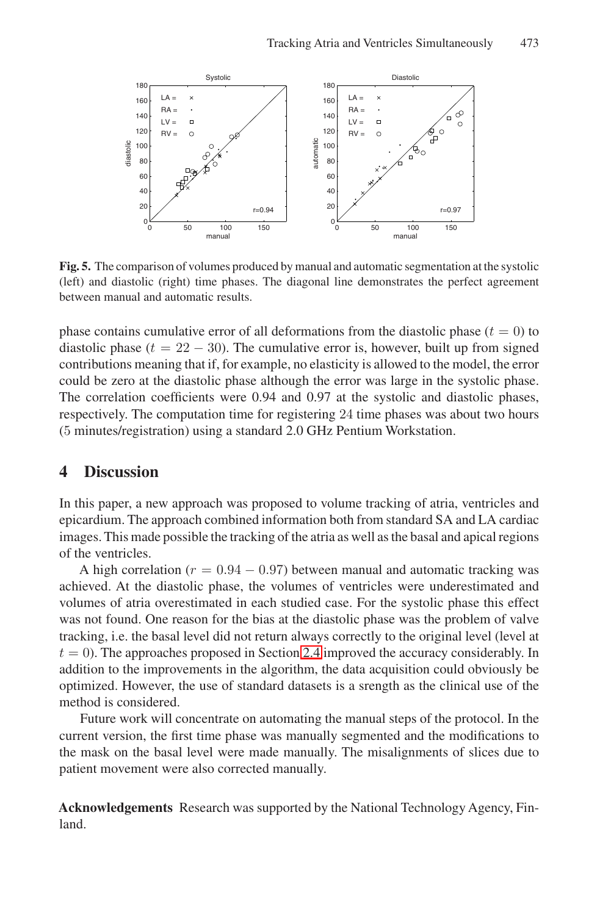**Fig. 5.** The comparison of volumes produced by manual and automatic segmentation at the systolic (left) and diastolic (right) time phases. The diagonal line demonstrates the perfect agreement between manual and automatic results.

phase contains cumulative error of all deformations from the diastolic phase ($t = 0$) to diastolic phase ($t = 22 - 30$). The cumulative error is, however, built up from signed contributions meaning that if, for example, no elasticity is allowed to the model, the error could be zero at the diastolic phase although the error was large in the systolic phase. The correlation coefficients were 0.94 and 0.97 at the systolic and diastolic phases, respectively. The computation time for registering 24 time phases was about two hours (5 minutes/registration) using a standard 2.0 GHz Pentium Workstation.

## 4 Discussion

In this paper, a new approach was proposed to volume tracking of atria, ventricles and epicardium. The approach combined information both from standard SA and LA cardiac images. This made possible the tracking of the atria as well as the basal and apical regions of the ventricles.

A high correlation ($r = 0.94 - 0.97$) between manual and automatic tracking was achieved. At the diastolic phase, the volumes of ventricles were underestimated and volumes of atria overestimated in each studied case. For the systolic phase this effect was not found. One reason for the bias at the diastolic phase was the problem of valve tracking, i.e. the basal level did not return always correctly to the original level (level at $t = 0$). The approaches proposed in Section 2.4 improved the accuracy considerably. In addition to the improvements in the algorithm, the data acquisition could obviously be optimized. However, the use of standard datasets is a srength as the clinical use of the method is considered.

Future work will concentrate on automating the manual steps of the protocol. In the current version, the first time phase was manually segmented and the modifications to the mask on the basal level were made manually. The misalignments of slices due to patient movement were also corrected manually.

**Acknowledgements** Research was supported by the National Technology Agency, Finland.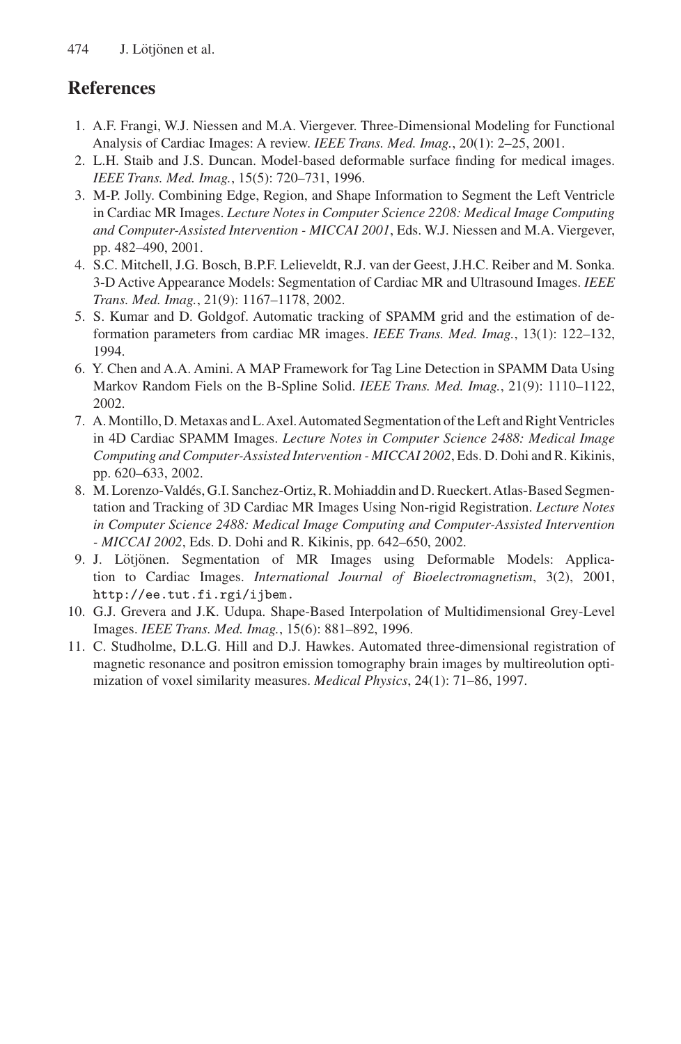## References

1. A.F. Frangi, W.J. Niessen and M.A. Viergever. Three-Dimensional Modeling for Functional Analysis of Cardiac Images: A review. *IEEE Trans. Med. Imag.*, 20(1): 2–25, 2001.
2. L.H. Staib and J.S. Duncan. Model-based deformable surface finding for medical images. *IEEE Trans. Med. Imag.*, 15(5): 720–731, 1996.
3. M-P. Jolly. Combining Edge, Region, and Shape Information to Segment the Left Ventricle in Cardiac MR Images. *Lecture Notes in Computer Science 2208: Medical Image Computing and Computer-Assisted Intervention - MICCAI 2001*, Eds. W.J. Niessen and M.A. Viergever, pp. 482–490, 2001.
4. S.C. Mitchell, J.G. Bosch, B.P.F. Lelieveldt, R.J. van der Geest, J.H.C. Reiber and M. Sonka. 3-D Active Appearance Models: Segmentation of Cardiac MR and Ultrasound Images. *IEEE Trans. Med. Imag.*, 21(9): 1167–1178, 2002.
5. S. Kumar and D. Goldgof. Automatic tracking of SPAMM grid and the estimation of deformation parameters from cardiac MR images. *IEEE Trans. Med. Imag.*, 13(1): 122–132, 1994.
6. Y. Chen and A.A. Amini. A MAP Framework for Tag Line Detection in SPAMM Data Using Markov Random Fiels on the B-Spline Solid. *IEEE Trans. Med. Imag.*, 21(9): 1110–1122, 2002.
7. A. Montillo, D. Metaxas and L. Axel. Automated Segmentation of the Left and Right Ventricles in 4D Cardiac SPAMM Images. *Lecture Notes in Computer Science 2488: Medical Image Computing and Computer-Assisted Intervention - MICCAI 2002*, Eds. D. Dohi and R. Kikinis, pp. 620–633, 2002.
8. M. Lorenzo-Valdés, G.I. Sanchez-Ortiz, R. Mohiaddin and D. Rueckert. Atlas-Based Segmentation and Tracking of 3D Cardiac MR Images Using Non-rigid Registration. *Lecture Notes in Computer Science 2488: Medical Image Computing and Computer-Assisted Intervention - MICCAI 2002*, Eds. D. Dohi and R. Kikinis, pp. 642–650, 2002.
9. J. Lötjönen. Segmentation of MR Images using Deformable Models: Application to Cardiac Images. *International Journal of Bioelectromagnetism*, 3(2), 2001, `http://ee.tut.fi.rgi/ijbem`.
10. G.J. Grevera and J.K. Udupa. Shape-Based Interpolation of Multidimensional Grey-Level Images. *IEEE Trans. Med. Imag.*, 15(6): 881–892, 1996.
11. C. Studholme, D.L.G. Hill and D.J. Hawkes. Automated three-dimensional registration of magnetic resonance and positron emission tomography brain images by multireolution optimization of voxel similarity measures. *Medical Physics*, 24(1): 71–86, 1997.